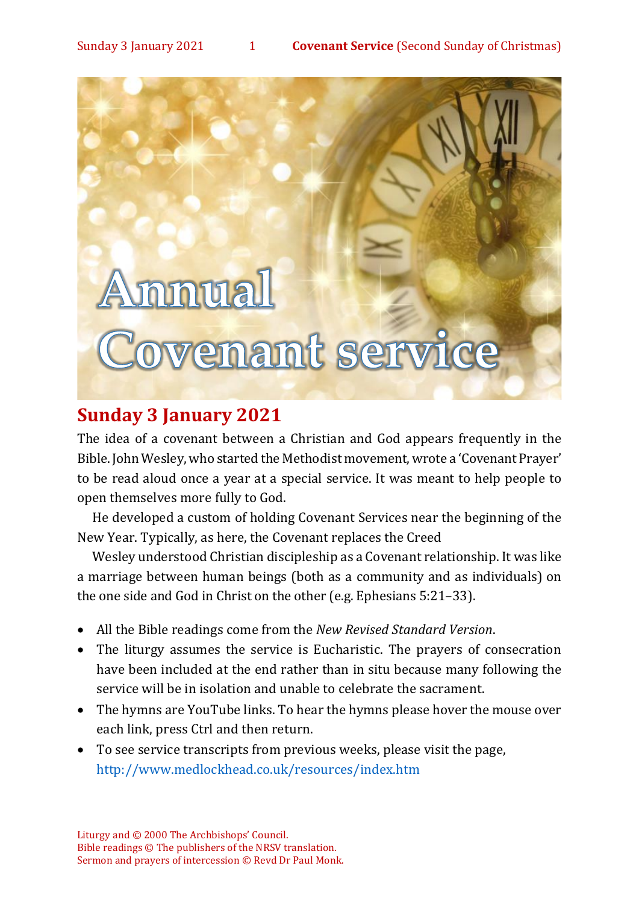# Annual Covenant service

## Sunday 3 January 2021

The idea of a covenant between a Christian and God appears frequently in the Bible. John Wesley, who started the Methodist movement, wrote a 'Covenant Prayer' to be read aloud once a year at a special service. It was meant to help people to open themselves more fully to God.

He developed a custom of holding Covenant Services near the beginning of the New Year. Typically, as here, the Covenant replaces the Creed

Wesley understood Christian discipleship as a Covenant relationship. It was like a marriage between human beings (both as a community and as individuals) on the one side and God in Christ on the other (e.g. Ephesians 5:21–33).

- All the Bible readings come from the *New Revised Standard Version*.
- The liturgy assumes the service is Eucharistic. The prayers of consecration have been included at the end rather than in situ because many following the service will be in isolation and unable to celebrate the sacrament.
- The hymns are YouTube links. To hear the hymns please hover the mouse over each link, press Ctrl and then return.
- To see service transcripts from previous weeks, please visit the page, http://www.medlockhead.co.uk/resources/index.htm

Liturgy and © 2000 The Archbishops' Council.
Bible readings © The publishers of the NRSV translation.
Sermon and prayers of intercession © Revd Dr Paul Monk.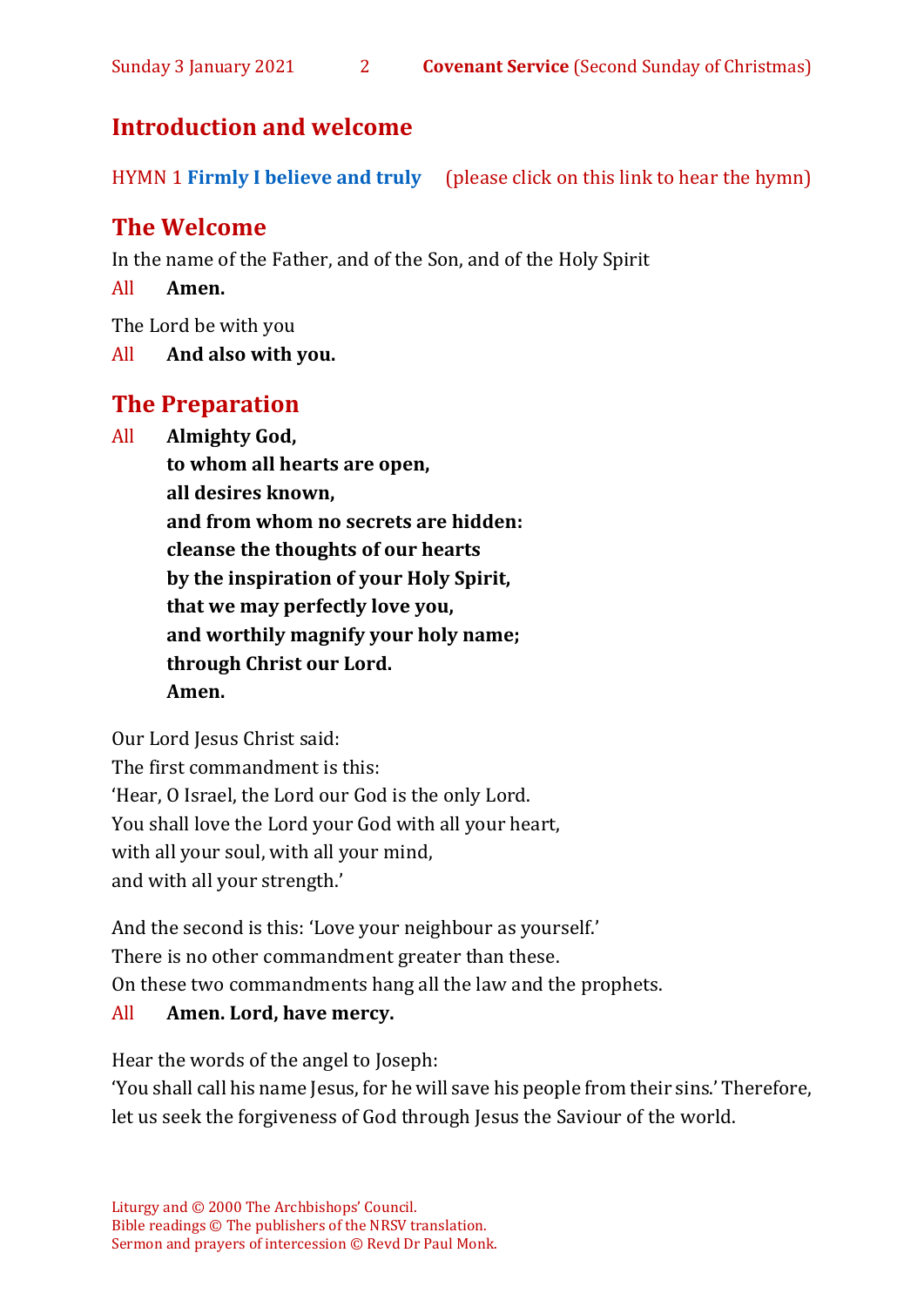## Introduction and welcome

HYMN 1 **Firmly I believe and truly** (please click on this link to hear the hymn)

## The Welcome

In the name of the Father, and of the Son, and of the Holy Spirit

All **Amen.**

The Lord be with you

All **And also with you.**

## The Preparation

All **Almighty God,**
**to whom all hearts are open,**
**all desires known,**
**and from whom no secrets are hidden:**
**cleanse the thoughts of our hearts**
**by the inspiration of your Holy Spirit,**
**that we may perfectly love you,**
**and worthily magnify your holy name;**
**through Christ our Lord.**
**Amen.**

Our Lord Jesus Christ said:
The first commandment is this:
'Hear, O Israel, the Lord our God is the only Lord.
You shall love the Lord your God with all your heart,
with all your soul, with all your mind,
and with all your strength.'

And the second is this: 'Love your neighbour as yourself.'
There is no other commandment greater than these.
On these two commandments hang all the law and the prophets.

All **Amen. Lord, have mercy.**

Hear the words of the angel to Joseph:
'You shall call his name Jesus, for he will save his people from their sins.' Therefore, let us seek the forgiveness of God through Jesus the Saviour of the world.

Liturgy and © 2000 The Archbishops' Council.
Bible readings © The publishers of the NRSV translation.
Sermon and prayers of intercession © Revd Dr Paul Monk.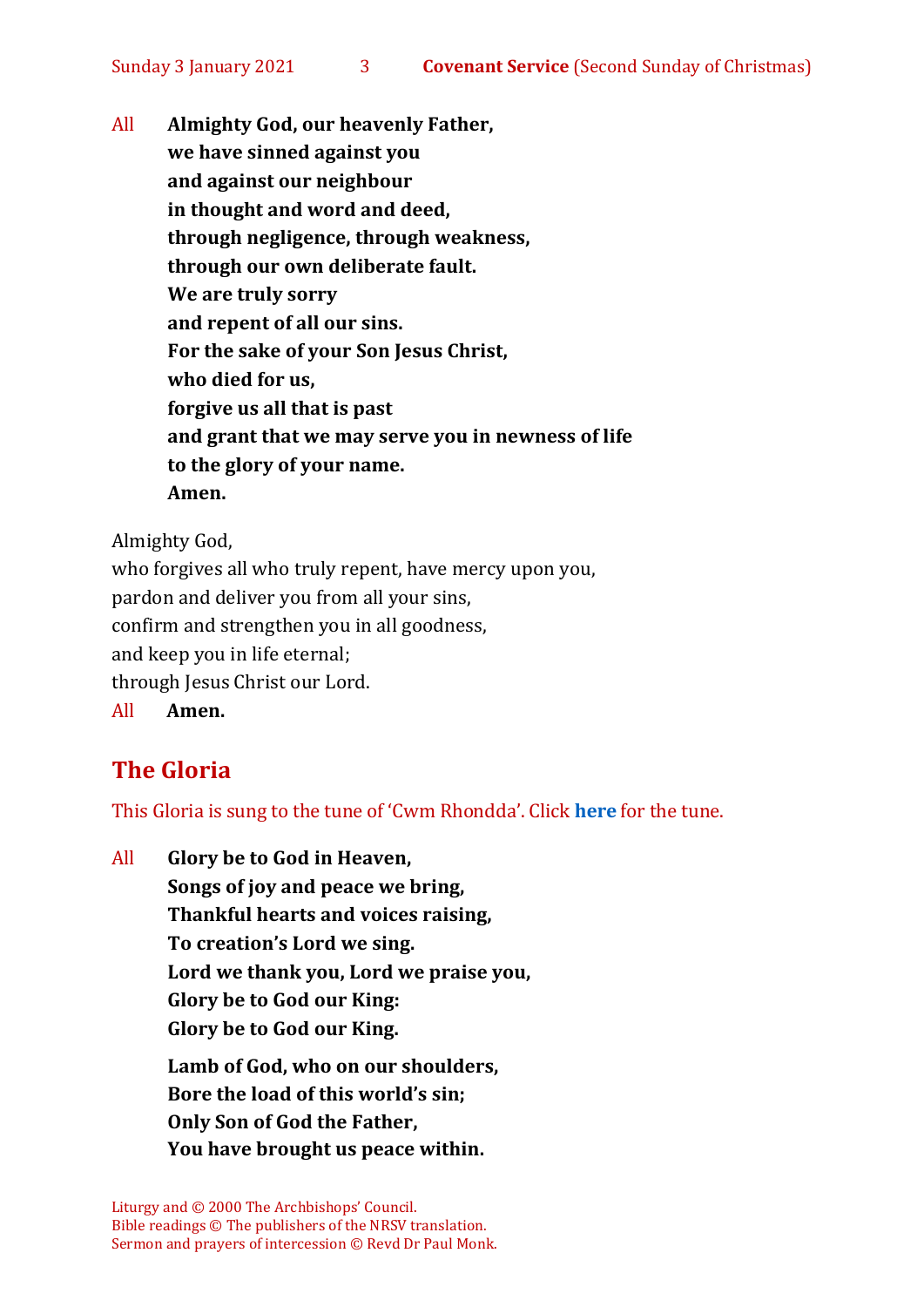All **Almighty God, our heavenly Father,**
**we have sinned against you**
**and against our neighbour**
**in thought and word and deed,**
**through negligence, through weakness,**
**through our own deliberate fault.**
**We are truly sorry**
**and repent of all our sins.**
**For the sake of your Son Jesus Christ,**
**who died for us,**
**forgive us all that is past**
**and grant that we may serve you in newness of life**
**to the glory of your name.**
**Amen.**

Almighty God,
who forgives all who truly repent, have mercy upon you,
pardon and deliver you from all your sins,
confirm and strengthen you in all goodness,
and keep you in life eternal;
through Jesus Christ our Lord.
All **Amen.**

## The Gloria

This Gloria is sung to the tune of 'Cwm Rhondda'. Click **here** for the tune.

All **Glory be to God in Heaven,**
**Songs of joy and peace we bring,**
**Thankful hearts and voices raising,**
**To creation's Lord we sing.**
**Lord we thank you, Lord we praise you,**
**Glory be to God our King:**
**Glory be to God our King.**

**Lamb of God, who on our shoulders,**
**Bore the load of this world's sin;**
**Only Son of God the Father,**
**You have brought us peace within.**

Liturgy and © 2000 The Archbishops' Council.
Bible readings © The publishers of the NRSV translation.
Sermon and prayers of intercession © Revd Dr Paul Monk.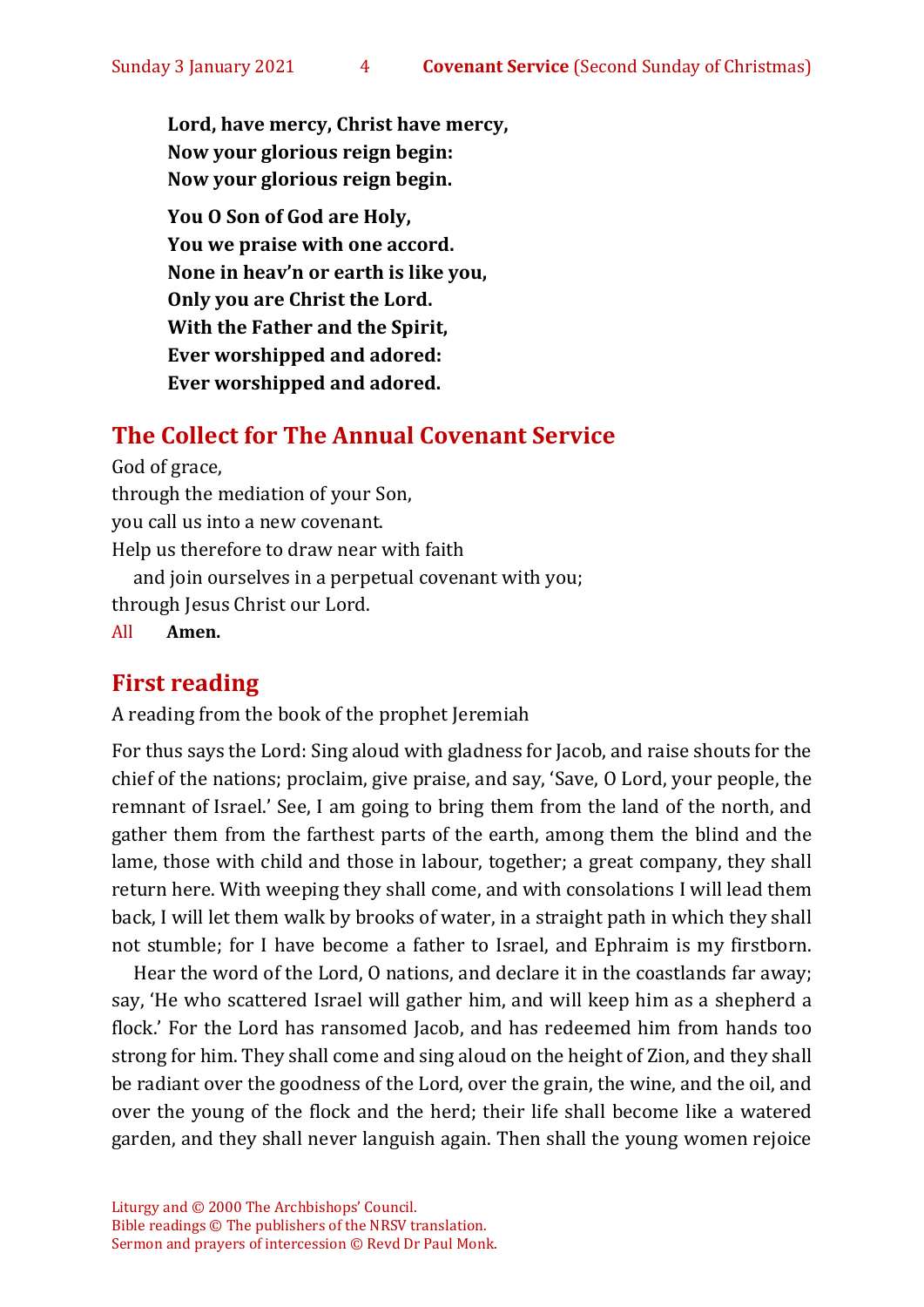**Lord, have mercy, Christ have mercy,**
**Now your glorious reign begin:**
**Now your glorious reign begin.**

**You O Son of God are Holy,**
**You we praise with one accord.**
**None in heav'n or earth is like you,**
**Only you are Christ the Lord.**
**With the Father and the Spirit,**
**Ever worshipped and adored:**
**Ever worshipped and adored.**

## The Collect for The Annual Covenant Service

God of grace,
through the mediation of your Son,
you call us into a new covenant.
Help us therefore to draw near with faith
and join ourselves in a perpetual covenant with you;
through Jesus Christ our Lord.
All **Amen.**

## First reading

A reading from the book of the prophet Jeremiah

For thus says the Lord: Sing aloud with gladness for Jacob, and raise shouts for the chief of the nations; proclaim, give praise, and say, 'Save, O Lord, your people, the remnant of Israel.' See, I am going to bring them from the land of the north, and gather them from the farthest parts of the earth, among them the blind and the lame, those with child and those in labour, together; a great company, they shall return here. With weeping they shall come, and with consolations I will lead them back, I will let them walk by brooks of water, in a straight path in which they shall not stumble; for I have become a father to Israel, and Ephraim is my firstborn.

Hear the word of the Lord, O nations, and declare it in the coastlands far away; say, 'He who scattered Israel will gather him, and will keep him as a shepherd a flock.' For the Lord has ransomed Jacob, and has redeemed him from hands too strong for him. They shall come and sing aloud on the height of Zion, and they shall be radiant over the goodness of the Lord, over the grain, the wine, and the oil, and over the young of the flock and the herd; their life shall become like a watered garden, and they shall never languish again. Then shall the young women rejoice

Liturgy and © 2000 The Archbishops' Council.
Bible readings © The publishers of the NRSV translation.
Sermon and prayers of intercession © Revd Dr Paul Monk.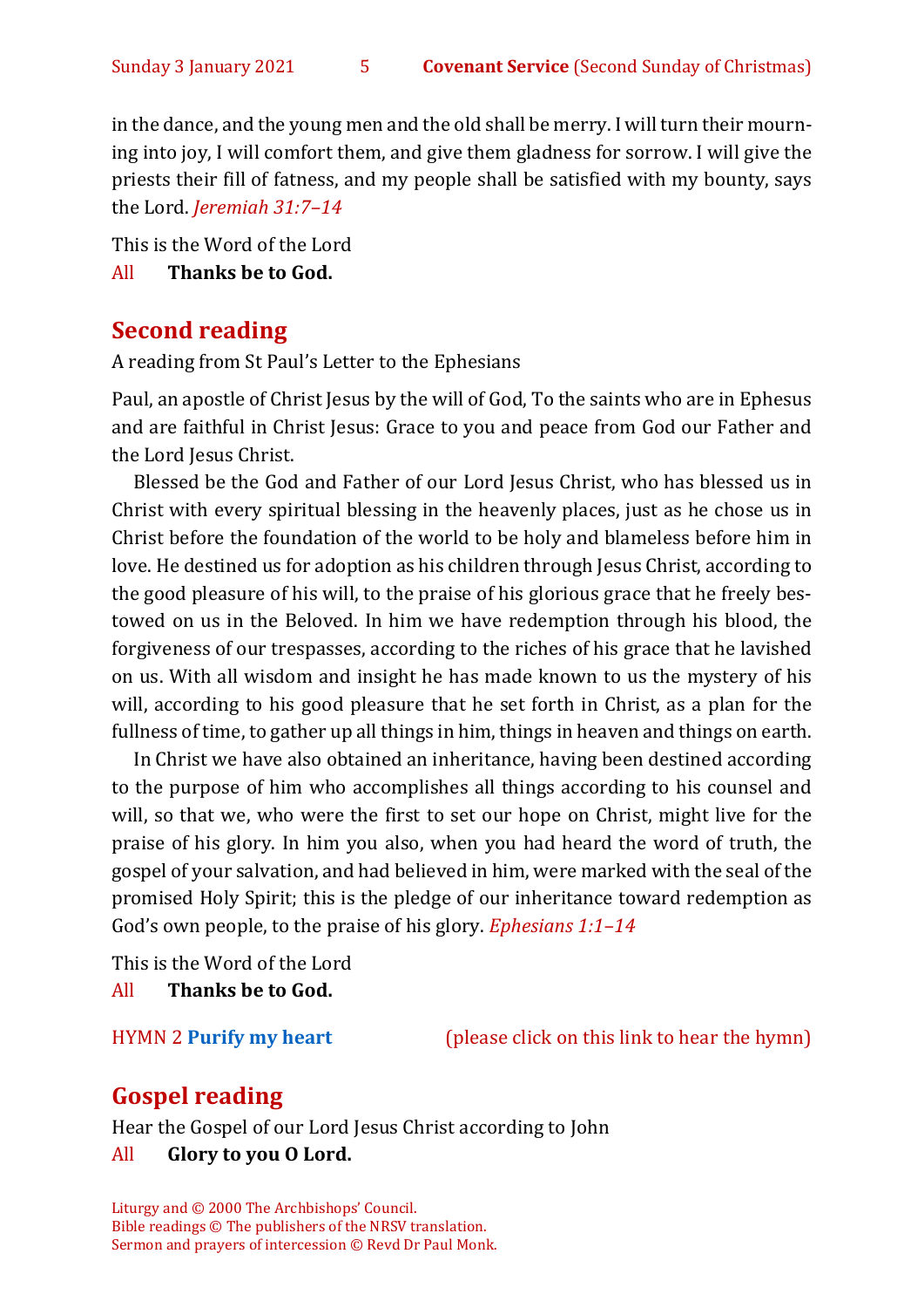in the dance, and the young men and the old shall be merry. I will turn their mourning into joy, I will comfort them, and give them gladness for sorrow. I will give the priests their fill of fatness, and my people shall be satisfied with my bounty, says the Lord. *Jeremiah 31:7–14*

This is the Word of the Lord

All **Thanks be to God.**

## Second reading

A reading from St Paul's Letter to the Ephesians

Paul, an apostle of Christ Jesus by the will of God, To the saints who are in Ephesus and are faithful in Christ Jesus: Grace to you and peace from God our Father and the Lord Jesus Christ.

Blessed be the God and Father of our Lord Jesus Christ, who has blessed us in Christ with every spiritual blessing in the heavenly places, just as he chose us in Christ before the foundation of the world to be holy and blameless before him in love. He destined us for adoption as his children through Jesus Christ, according to the good pleasure of his will, to the praise of his glorious grace that he freely bestowed on us in the Beloved. In him we have redemption through his blood, the forgiveness of our trespasses, according to the riches of his grace that he lavished on us. With all wisdom and insight he has made known to us the mystery of his will, according to his good pleasure that he set forth in Christ, as a plan for the fullness of time, to gather up all things in him, things in heaven and things on earth.

In Christ we have also obtained an inheritance, having been destined according to the purpose of him who accomplishes all things according to his counsel and will, so that we, who were the first to set our hope on Christ, might live for the praise of his glory. In him you also, when you had heard the word of truth, the gospel of your salvation, and had believed in him, were marked with the seal of the promised Holy Spirit; this is the pledge of our inheritance toward redemption as God's own people, to the praise of his glory. *Ephesians 1:1–14*

This is the Word of the Lord

All **Thanks be to God.**

HYMN 2 **Purify my heart** (please click on this link to hear the hymn)

## Gospel reading

Hear the Gospel of our Lord Jesus Christ according to John

All **Glory to you O Lord.**

Liturgy and © 2000 The Archbishops' Council.
Bible readings © The publishers of the NRSV translation.
Sermon and prayers of intercession © Revd Dr Paul Monk.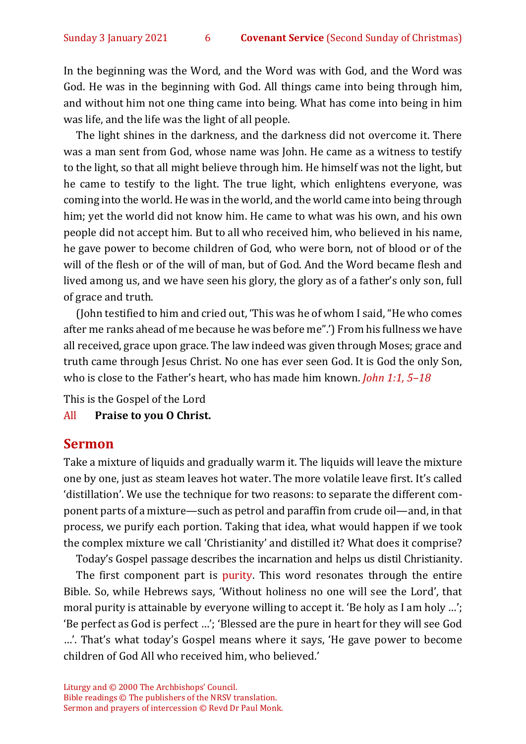In the beginning was the Word, and the Word was with God, and the Word was God. He was in the beginning with God. All things came into being through him, and without him not one thing came into being. What has come into being in him was life, and the life was the light of all people.

The light shines in the darkness, and the darkness did not overcome it. There was a man sent from God, whose name was John. He came as a witness to testify to the light, so that all might believe through him. He himself was not the light, but he came to testify to the light. The true light, which enlightens everyone, was coming into the world. He was in the world, and the world came into being through him; yet the world did not know him. He came to what was his own, and his own people did not accept him. But to all who received him, who believed in his name, he gave power to become children of God, who were born, not of blood or of the will of the flesh or of the will of man, but of God. And the Word became flesh and lived among us, and we have seen his glory, the glory as of a father's only son, full of grace and truth.

(John testified to him and cried out, 'This was he of whom I said, "He who comes after me ranks ahead of me because he was before me".') From his fullness we have all received, grace upon grace. The law indeed was given through Moses; grace and truth came through Jesus Christ. No one has ever seen God. It is God the only Son, who is close to the Father's heart, who has made him known. *John 1:1, 5–18*

This is the Gospel of the Lord

All **Praise to you O Christ.**

## Sermon

Take a mixture of liquids and gradually warm it. The liquids will leave the mixture one by one, just as steam leaves hot water. The more volatile leave first. It's called 'distillation'. We use the technique for two reasons: to separate the different component parts of a mixture—such as petrol and paraffin from crude oil—and, in that process, we purify each portion. Taking that idea, what would happen if we took the complex mixture we call 'Christianity' and distilled it? What does it comprise?

Today's Gospel passage describes the incarnation and helps us distil Christianity.

The first component part is purity. This word resonates through the entire Bible. So, while Hebrews says, 'Without holiness no one will see the Lord', that moral purity is attainable by everyone willing to accept it. 'Be holy as I am holy …'; 'Be perfect as God is perfect …'; 'Blessed are the pure in heart for they will see God …'. That's what today's Gospel means where it says, 'He gave power to become children of God All who received him, who believed.'

Liturgy and © 2000 The Archbishops' Council.
Bible readings © The publishers of the NRSV translation.
Sermon and prayers of intercession © Revd Dr Paul Monk.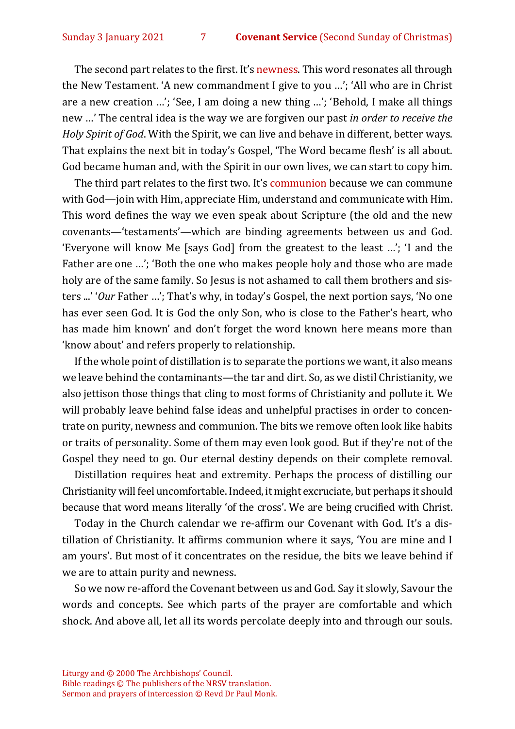The second part relates to the first. It's newness. This word resonates all through the New Testament. 'A new commandment I give to you …'; 'All who are in Christ are a new creation …'; 'See, I am doing a new thing …'; 'Behold, I make all things new …' The central idea is the way we are forgiven our past *in order to receive the Holy Spirit of God*. With the Spirit, we can live and behave in different, better ways. That explains the next bit in today's Gospel, 'The Word became flesh' is all about. God became human and, with the Spirit in our own lives, we can start to copy him.

The third part relates to the first two. It's communion because we can commune with God—join with Him, appreciate Him, understand and communicate with Him. This word defines the way we even speak about Scripture (the old and the new covenants—'testaments'—which are binding agreements between us and God. 'Everyone will know Me [says God] from the greatest to the least …'; 'I and the Father are one …'; 'Both the one who makes people holy and those who are made holy are of the same family. So Jesus is not ashamed to call them brothers and sisters ...' '*Our* Father …'; That's why, in today's Gospel, the next portion says, 'No one has ever seen God. It is God the only Son, who is close to the Father's heart, who has made him known' and don't forget the word known here means more than 'know about' and refers properly to relationship.

If the whole point of distillation is to separate the portions we want, it also means we leave behind the contaminants—the tar and dirt. So, as we distil Christianity, we also jettison those things that cling to most forms of Christianity and pollute it. We will probably leave behind false ideas and unhelpful practises in order to concentrate on purity, newness and communion. The bits we remove often look like habits or traits of personality. Some of them may even look good. But if they're not of the Gospel they need to go. Our eternal destiny depends on their complete removal.

Distillation requires heat and extremity. Perhaps the process of distilling our Christianity will feel uncomfortable. Indeed, it might excruciate, but perhaps it should because that word means literally 'of the cross'. We are being crucified with Christ.

Today in the Church calendar we re-affirm our Covenant with God. It's a distillation of Christianity. It affirms communion where it says, 'You are mine and I am yours'. But most of it concentrates on the residue, the bits we leave behind if we are to attain purity and newness.

So we now re-afford the Covenant between us and God. Say it slowly, Savour the words and concepts. See which parts of the prayer are comfortable and which shock. And above all, let all its words percolate deeply into and through our souls.

Liturgy and © 2000 The Archbishops' Council.
Bible readings © The publishers of the NRSV translation.
Sermon and prayers of intercession © Revd Dr Paul Monk.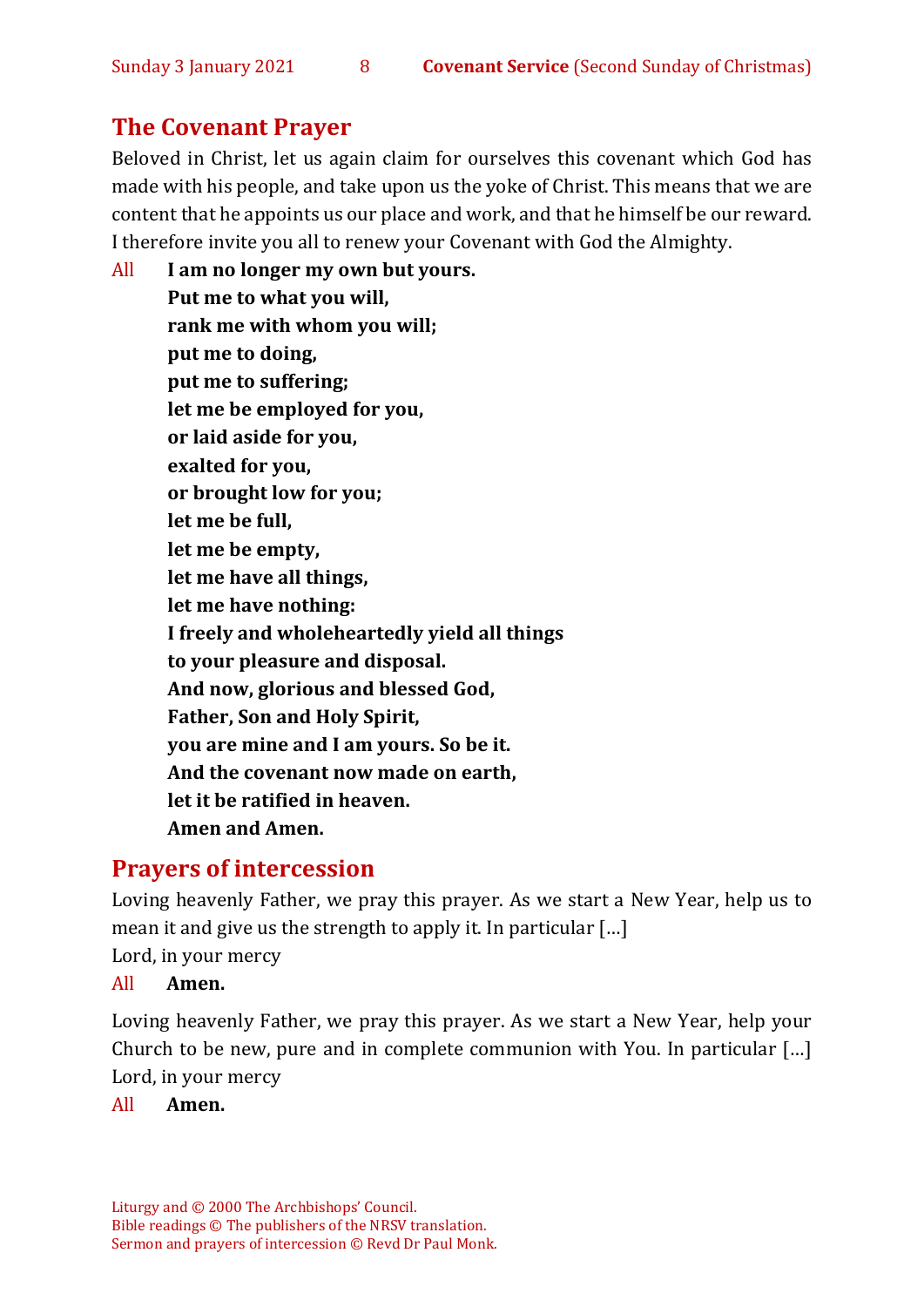## The Covenant Prayer

Beloved in Christ, let us again claim for ourselves this covenant which God has made with his people, and take upon us the yoke of Christ. This means that we are content that he appoints us our place and work, and that he himself be our reward. I therefore invite you all to renew your Covenant with God the Almighty.

All **I am no longer my own but yours.**
**Put me to what you will,**
**rank me with whom you will;**
**put me to doing,**
**put me to suffering;**
**let me be employed for you,**
**or laid aside for you,**
**exalted for you,**
**or brought low for you;**
**let me be full,**
**let me be empty,**
**let me have all things,**
**let me have nothing:**
**I freely and wholeheartedly yield all things**
**to your pleasure and disposal.**
**And now, glorious and blessed God,**
**Father, Son and Holy Spirit,**
**you are mine and I am yours. So be it.**
**And the covenant now made on earth,**
**let it be ratified in heaven.**
**Amen and Amen.**

## Prayers of intercession

Loving heavenly Father, we pray this prayer. As we start a New Year, help us to mean it and give us the strength to apply it. In particular […]
Lord, in your mercy

All **Amen.**

Loving heavenly Father, we pray this prayer. As we start a New Year, help your Church to be new, pure and in complete communion with You. In particular […]
Lord, in your mercy

All **Amen.**

Liturgy and © 2000 The Archbishops' Council.
Bible readings © The publishers of the NRSV translation.
Sermon and prayers of intercession © Revd Dr Paul Monk.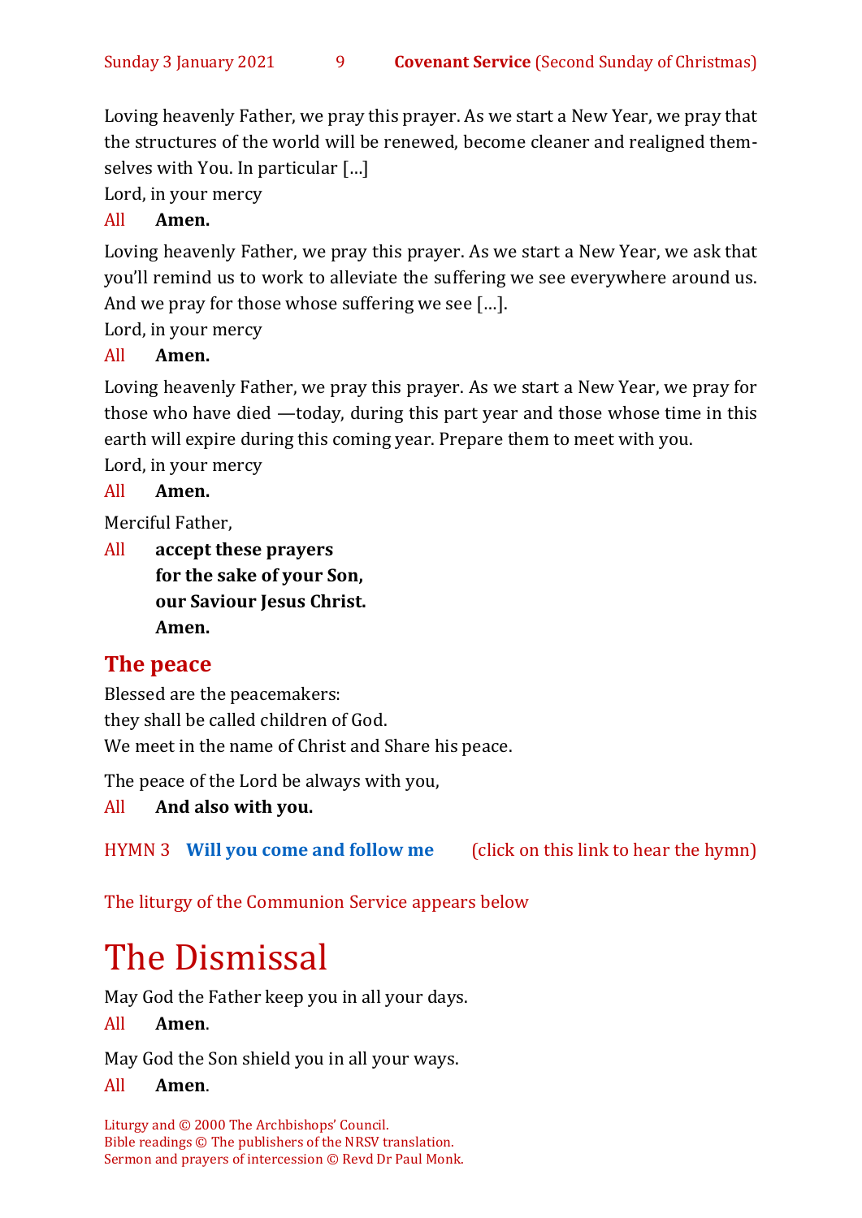Loving heavenly Father, we pray this prayer. As we start a New Year, we pray that the structures of the world will be renewed, become cleaner and realigned themselves with You. In particular […]

Lord, in your mercy

All **Amen.**

Loving heavenly Father, we pray this prayer. As we start a New Year, we ask that you'll remind us to work to alleviate the suffering we see everywhere around us. And we pray for those whose suffering we see […].

Lord, in your mercy

All **Amen.**

Loving heavenly Father, we pray this prayer. As we start a New Year, we pray for those who have died —today, during this part year and those whose time in this earth will expire during this coming year. Prepare them to meet with you.

Lord, in your mercy

All **Amen.**

Merciful Father,

All **accept these prayers**
**for the sake of your Son,**
**our Saviour Jesus Christ.**
**Amen.**

## The peace

Blessed are the peacemakers:
they shall be called children of God.
We meet in the name of Christ and Share his peace.

The peace of the Lord be always with you,

All **And also with you.**

HYMN 3 **Will you come and follow me** (click on this link to hear the hymn)

The liturgy of the Communion Service appears below

# The Dismissal

May God the Father keep you in all your days.

All **Amen**.

May God the Son shield you in all your ways.

All **Amen**.

Liturgy and © 2000 The Archbishops' Council.
Bible readings © The publishers of the NRSV translation.
Sermon and prayers of intercession © Revd Dr Paul Monk.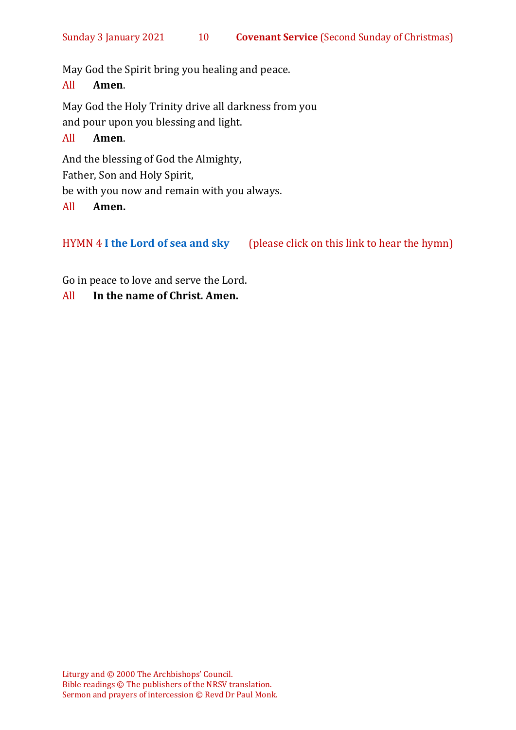May God the Spirit bring you healing and peace.

All **Amen**.

May God the Holy Trinity drive all darkness from you
and pour upon you blessing and light.

All **Amen**.

And the blessing of God the Almighty,
Father, Son and Holy Spirit,
be with you now and remain with you always.

All **Amen.**

HYMN 4 **I the Lord of sea and sky** (please click on this link to hear the hymn)

Go in peace to love and serve the Lord.

All **In the name of Christ. Amen.**

Liturgy and © 2000 The Archbishops' Council.
Bible readings © The publishers of the NRSV translation.
Sermon and prayers of intercession © Revd Dr Paul Monk.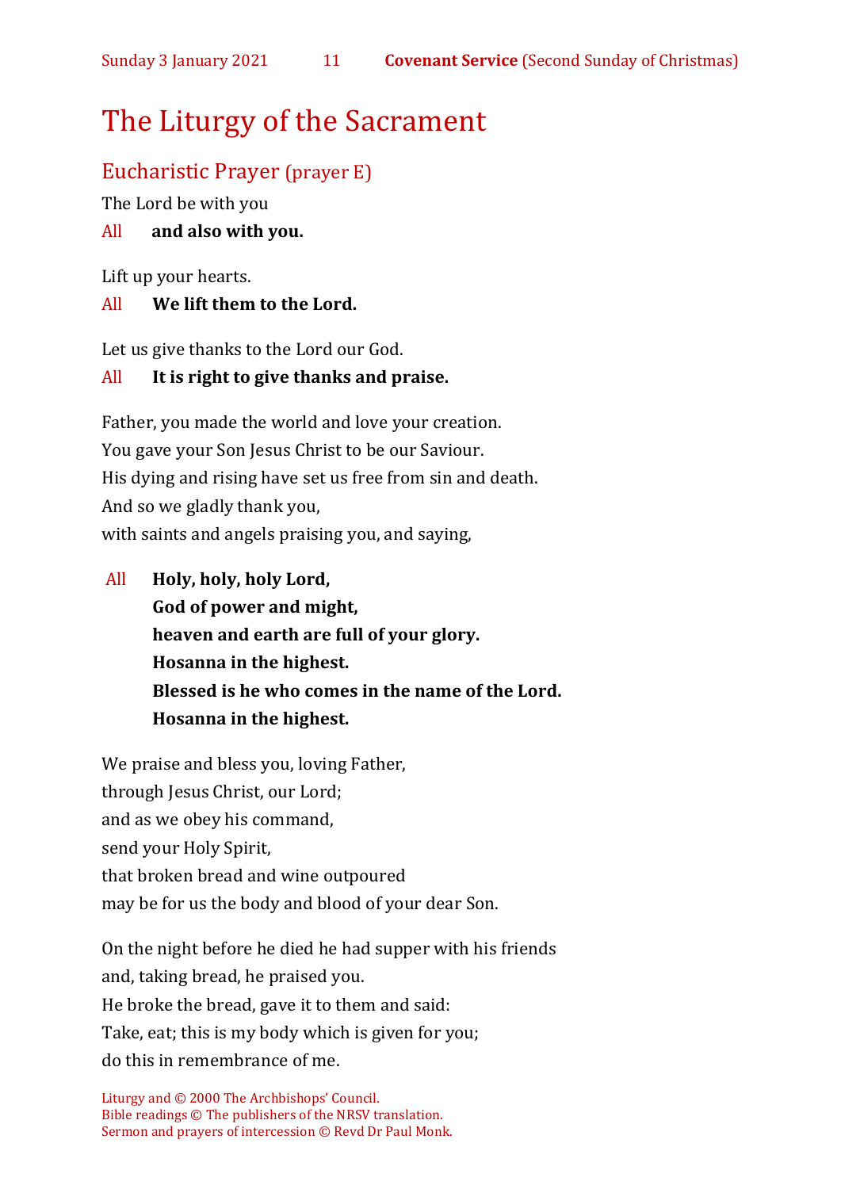# The Liturgy of the Sacrament

## Eucharistic Prayer (prayer E)

The Lord be with you

All **and also with you.**

Lift up your hearts.

All **We lift them to the Lord.**

Let us give thanks to the Lord our God.

All **It is right to give thanks and praise.**

Father, you made the world and love your creation.
You gave your Son Jesus Christ to be our Saviour.
His dying and rising have set us free from sin and death.
And so we gladly thank you,
with saints and angels praising you, and saying,

All **Holy, holy, holy Lord,**
**God of power and might,**
**heaven and earth are full of your glory.**
**Hosanna in the highest.**
**Blessed is he who comes in the name of the Lord.**
**Hosanna in the highest.**

We praise and bless you, loving Father,
through Jesus Christ, our Lord;
and as we obey his command,
send your Holy Spirit,
that broken bread and wine outpoured
may be for us the body and blood of your dear Son.

On the night before he died he had supper with his friends
and, taking bread, he praised you.
He broke the bread, gave it to them and said:
Take, eat; this is my body which is given for you;
do this in remembrance of me.

Liturgy and © 2000 The Archbishops' Council.
Bible readings © The publishers of the NRSV translation.
Sermon and prayers of intercession © Revd Dr Paul Monk.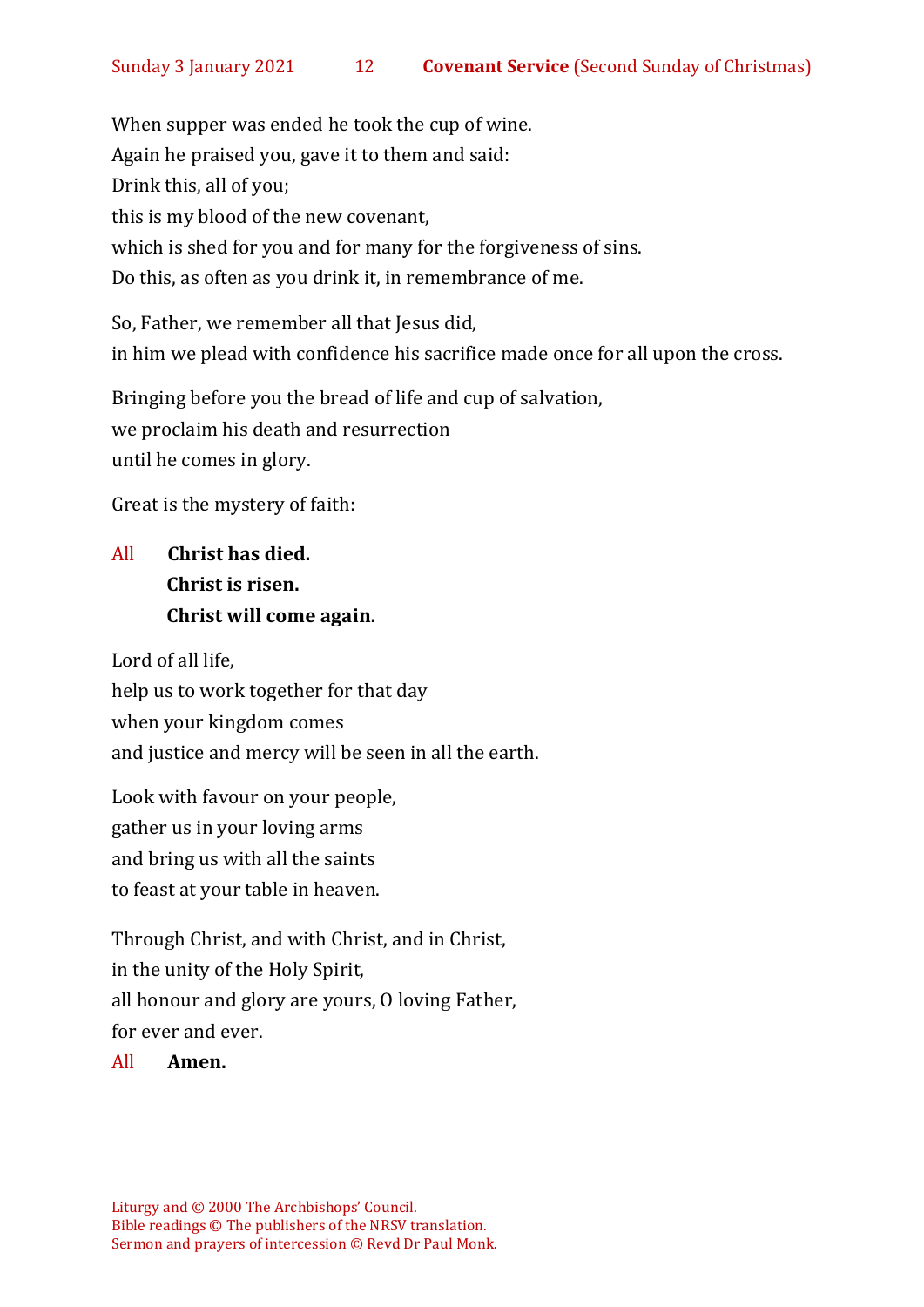When supper was ended he took the cup of wine.
Again he praised you, gave it to them and said:
Drink this, all of you;
this is my blood of the new covenant,
which is shed for you and for many for the forgiveness of sins.
Do this, as often as you drink it, in remembrance of me.

So, Father, we remember all that Jesus did,
in him we plead with confidence his sacrifice made once for all upon the cross.

Bringing before you the bread of life and cup of salvation,
we proclaim his death and resurrection
until he comes in glory.

Great is the mystery of faith:

All **Christ has died.**
**Christ is risen.**
**Christ will come again.**

Lord of all life,
help us to work together for that day
when your kingdom comes
and justice and mercy will be seen in all the earth.

Look with favour on your people,
gather us in your loving arms
and bring us with all the saints
to feast at your table in heaven.

Through Christ, and with Christ, and in Christ,
in the unity of the Holy Spirit,
all honour and glory are yours, O loving Father,
for ever and ever.

All **Amen.**

Liturgy and © 2000 The Archbishops' Council.
Bible readings © The publishers of the NRSV translation.
Sermon and prayers of intercession © Revd Dr Paul Monk.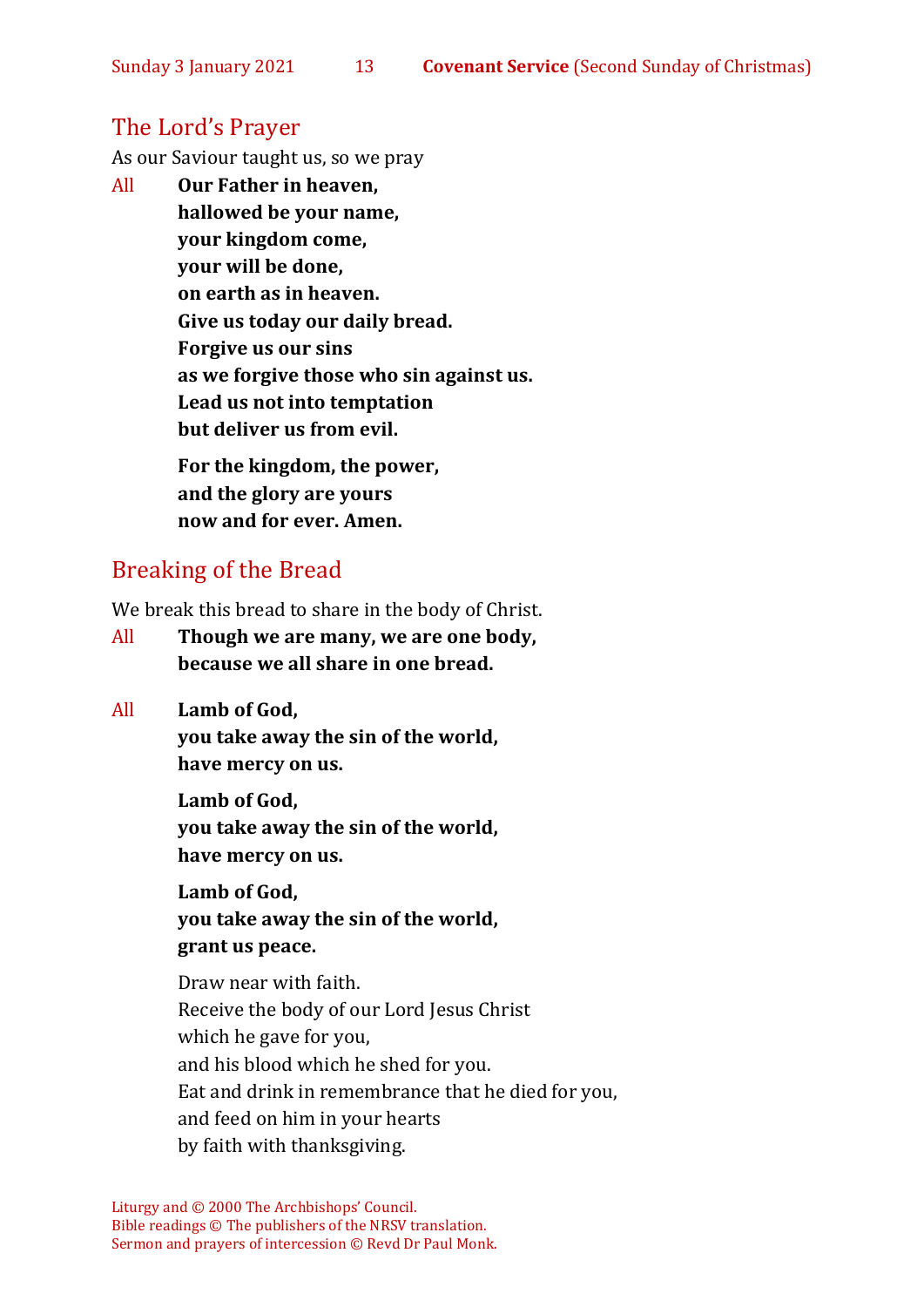## The Lord's Prayer

As our Saviour taught us, so we pray

All **Our Father in heaven,**
**hallowed be your name,**
**your kingdom come,**
**your will be done,**
**on earth as in heaven.**
**Give us today our daily bread.**
**Forgive us our sins**
**as we forgive those who sin against us.**
**Lead us not into temptation**
**but deliver us from evil.**

**For the kingdom, the power,**
**and the glory are yours**
**now and for ever. Amen.**

## Breaking of the Bread

We break this bread to share in the body of Christ.

All **Though we are many, we are one body,**
**because we all share in one bread.**

All **Lamb of God,**
**you take away the sin of the world,**
**have mercy on us.**

**Lamb of God,**
**you take away the sin of the world,**
**have mercy on us.**

**Lamb of God,**
**you take away the sin of the world,**
**grant us peace.**

Draw near with faith.
Receive the body of our Lord Jesus Christ
which he gave for you,
and his blood which he shed for you.
Eat and drink in remembrance that he died for you,
and feed on him in your hearts
by faith with thanksgiving.

Liturgy and © 2000 The Archbishops' Council.
Bible readings © The publishers of the NRSV translation.
Sermon and prayers of intercession © Revd Dr Paul Monk.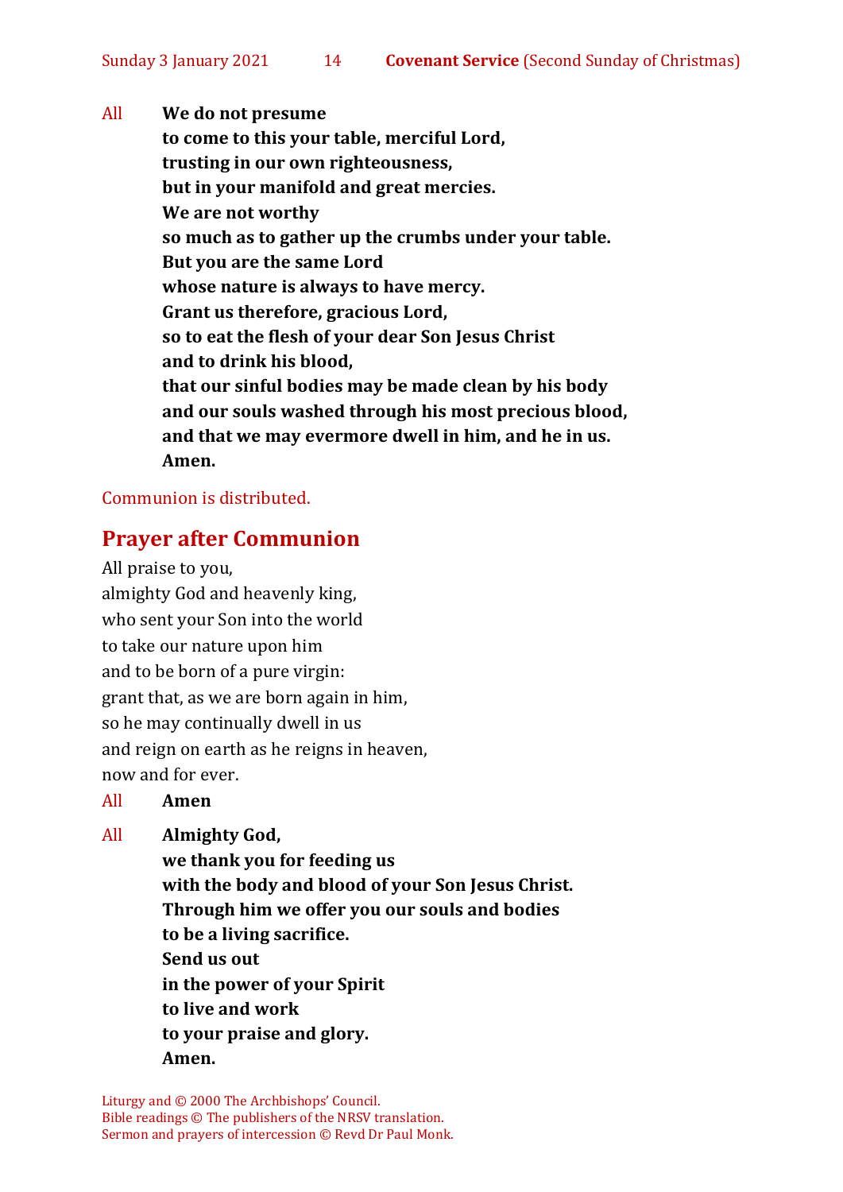All **We do not presume**
**to come to this your table, merciful Lord,**
**trusting in our own righteousness,**
**but in your manifold and great mercies.**
**We are not worthy**
**so much as to gather up the crumbs under your table.**
**But you are the same Lord**
**whose nature is always to have mercy.**
**Grant us therefore, gracious Lord,**
**so to eat the flesh of your dear Son Jesus Christ**
**and to drink his blood,**
**that our sinful bodies may be made clean by his body**
**and our souls washed through his most precious blood,**
**and that we may evermore dwell in him, and he in us.**
**Amen.**

Communion is distributed.

## Prayer after Communion

All praise to you,
almighty God and heavenly king,
who sent your Son into the world
to take our nature upon him
and to be born of a pure virgin:
grant that, as we are born again in him,
so he may continually dwell in us
and reign on earth as he reigns in heaven,
now and for ever.

All **Amen**

All **Almighty God,**
**we thank you for feeding us**
**with the body and blood of your Son Jesus Christ.**
**Through him we offer you our souls and bodies**
**to be a living sacrifice.**
**Send us out**
**in the power of your Spirit**
**to live and work**
**to your praise and glory.**
**Amen.**

Liturgy and © 2000 The Archbishops' Council.
Bible readings © The publishers of the NRSV translation.
Sermon and prayers of intercession © Revd Dr Paul Monk.